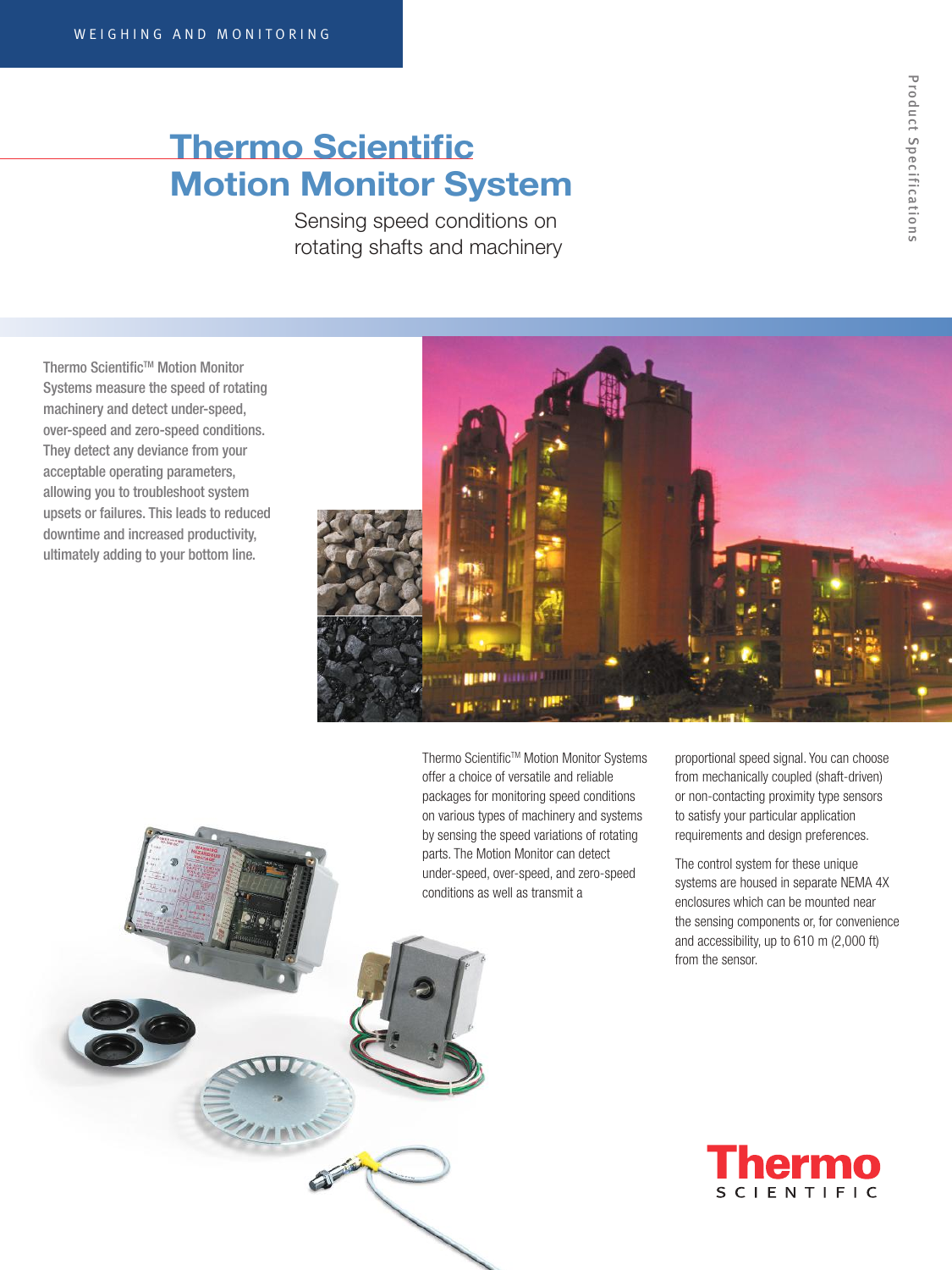WEIGHING AND MONITORING

# Thermo Scientific Motion Monitor System

## Sensing speed conditions on rotating shafts and machinery

Thermo Scientific™ Motion Monitor Systems measure the speed of rotating machinery and detect under-speed, over-speed and zero-speed conditions. They detect any deviance from your acceptable operating parameters, allowing you to troubleshoot system upsets or failures. This leads to reduced downtime and increased productivity, ultimately adding to your bottom line.

Thermo Scientific™ Motion Monitor Systems offer a choice of versatile and reliable packages for monitoring speed conditions on various types of machinery and systems by sensing the speed variations of rotating parts. The Motion Monitor can detect under-speed, over-speed, and zero-speed conditions as well as transmit a proportional speed signal. You can choose from mechanically coupled (shaft-driven) or non-contacting proximity type sensors to satisfy your particular application requirements and design preferences.

The control system for these unique systems are housed in separate NEMA 4X enclosures which can be mounted near the sensing components or, for convenience and accessibility, up to 610 m (2,000 ft) from the sensor.

Thermo SCIENTIFIC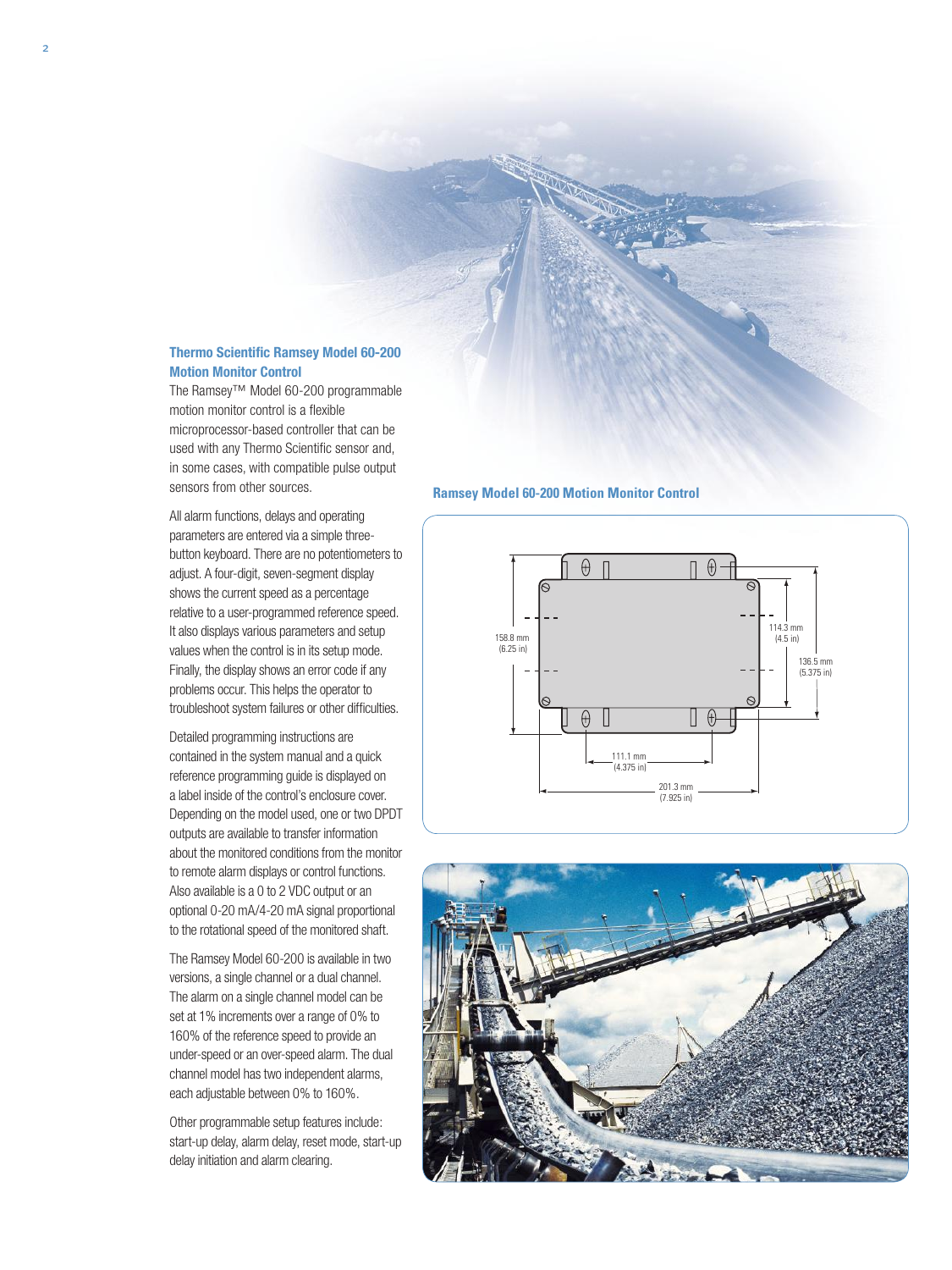## Thermo Scientific Ramsey Model 60-200 Motion Monitor Control

The Ramsey™ Model 60-200 programmable motion monitor control is a flexible microprocessor-based controller that can be used with any Thermo Scientific sensor and, in some cases, with compatible pulse output sensors from other sources.

All alarm functions, delays and operating parameters are entered via a simple three-button keyboard. There are no potentiometers to adjust. A four-digit, seven-segment display shows the current speed as a percentage relative to a user-programmed reference speed. It also displays various parameters and setup values when the control is in its setup mode. Finally, the display shows an error code if any problems occur. This helps the operator to troubleshoot system failures or other difficulties.

Detailed programming instructions are contained in the system manual and a quick reference programming guide is displayed on a label inside of the control's enclosure cover. Depending on the model used, one or two DPDT outputs are available to transfer information about the monitored conditions from the monitor to remote alarm displays or control functions. Also available is a 0 to 2 VDC output or an optional 0-20 mA/4-20 mA signal proportional to the rotational speed of the monitored shaft.

The Ramsey Model 60-200 is available in two versions, a single channel or a dual channel. The alarm on a single channel model can be set at 1% increments over a range of 0% to 160% of the reference speed to provide an under-speed or an over-speed alarm. The dual channel model has two independent alarms, each adjustable between 0% to 160%.

Other programmable setup features include: start-up delay, alarm delay, reset mode, start-up delay initiation and alarm clearing.

**Ramsey Model 60-200 Motion Monitor Control**

158.8 mm (6.25 in)
114.3 mm (4.5 in)
136.5 mm (5.375 in)
111.1 mm (4.375 in)
201.3 mm (7.925 in)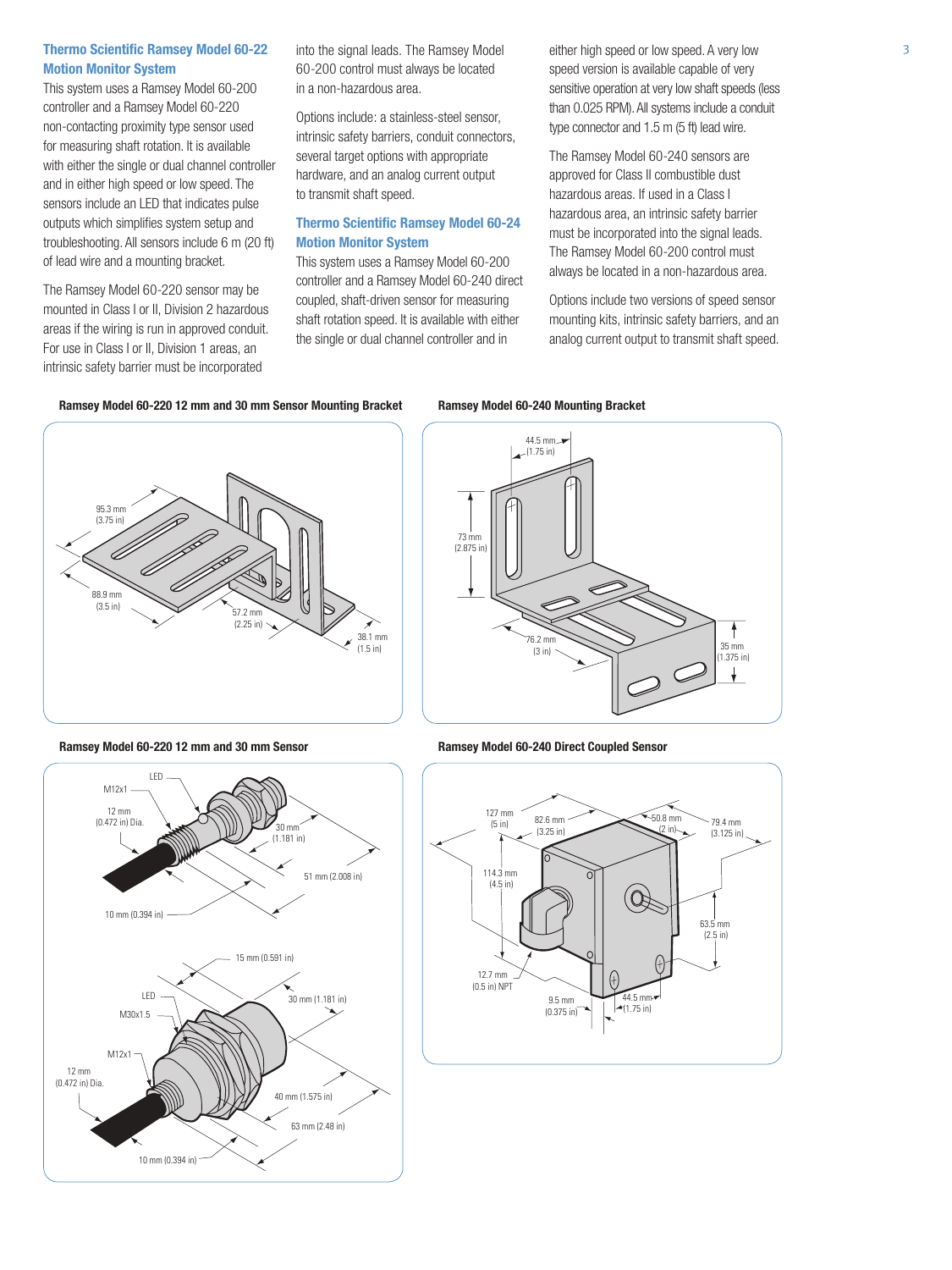### Thermo Scientific Ramsey Model 60-22 Motion Monitor System

This system uses a Ramsey Model 60-200 controller and a Ramsey Model 60-220 non-contacting proximity type sensor used for measuring shaft rotation. It is available with either the single or dual channel controller and in either high speed or low speed. The sensors include an LED that indicates pulse outputs which simplifies system setup and troubleshooting. All sensors include 6 m (20 ft) of lead wire and a mounting bracket.

The Ramsey Model 60-220 sensor may be mounted in Class I or II, Division 2 hazardous areas if the wiring is run in approved conduit. For use in Class I or II, Division 1 areas, an intrinsic safety barrier must be incorporated into the signal leads. The Ramsey Model 60-200 control must always be located in a non-hazardous area.

Options include: a stainless-steel sensor, intrinsic safety barriers, conduit connectors, several target options with appropriate hardware, and an analog current output to transmit shaft speed.

### Thermo Scientific Ramsey Model 60-24 Motion Monitor System

This system uses a Ramsey Model 60-200 controller and a Ramsey Model 60-240 direct coupled, shaft-driven sensor for measuring shaft rotation speed. It is available with either the single or dual channel controller and in either high speed or low speed. A very low speed version is available capable of very sensitive operation at very low shaft speeds (less than 0.025 RPM). All systems include a conduit type connector and 1.5 m (5 ft) lead wire.

The Ramsey Model 60-240 sensors are approved for Class II combustible dust hazardous areas. If used in a Class I hazardous area, an intrinsic safety barrier must be incorporated into the signal leads. The Ramsey Model 60-200 control must always be located in a non-hazardous area.

Options include two versions of speed sensor mounting kits, intrinsic safety barriers, and an analog current output to transmit shaft speed.

**Ramsey Model 60-220 12 mm and 30 mm Sensor Mounting Bracket**

95.3 mm (3.75 in)
88.9 mm (3.5 in)
57.2 mm (2.25 in)
38.1 mm (1.5 in)

**Ramsey Model 60-240 Mounting Bracket**

44.5 mm (1.75 in)
73 mm (2.875 in)
76.2 mm (3 in)
35 mm (1.375 in)

**Ramsey Model 60-220 12 mm and 30 mm Sensor**

LED
M12x1
12 mm (0.472 in) Dia.
30 mm (1.181 in)
51 mm (2.008 in)
10 mm (0.394 in)

15 mm (0.591 in)
LED
M30x1.5
30 mm (1.181 in)
M12x1
12 mm (0.472 in) Dia.
40 mm (1.575 in)
63 mm (2.48 in)
10 mm (0.394 in)

**Ramsey Model 60-240 Direct Coupled Sensor**

127 mm (5 in)
82.6 mm (3.25 in)
50.8 mm (2 in)
79.4 mm (3.125 in)
114.3 mm (4.5 in)
63.5 mm (2.5 in)
12.7 mm (0.5 in) NPT
9.5 mm (0.375 in)
44.5 mm (1.75 in)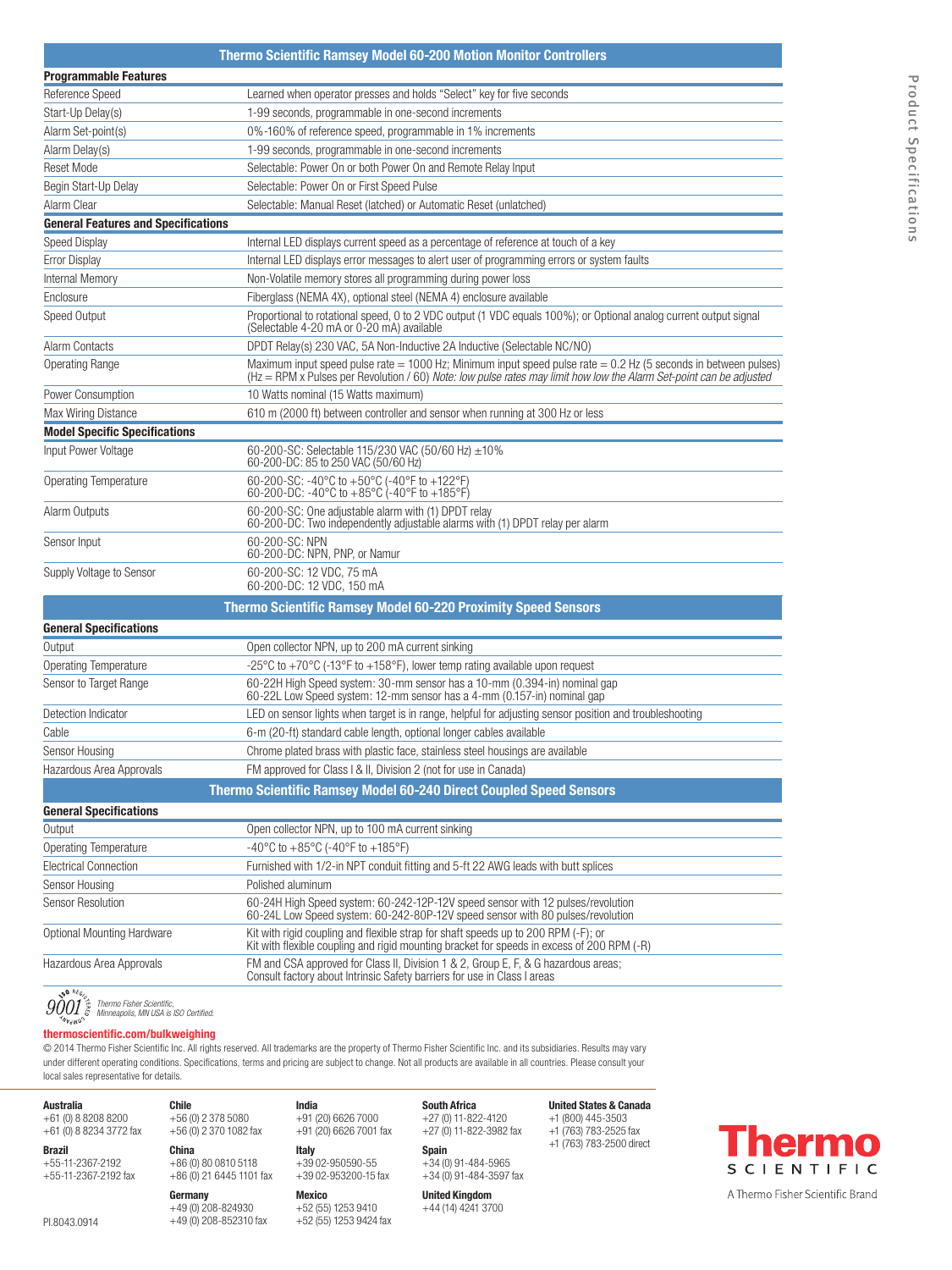## Thermo Scientific Ramsey Model 60-200 Motion Monitor Controllers

| | |
|---|---|
| **Programmable Features** | |
| Reference Speed | Learned when operator presses and holds “Select” key for five seconds |
| Start-Up Delay(s) | 1-99 seconds, programmable in one-second increments |
| Alarm Set-point(s) | 0%-160% of reference speed, programmable in 1% increments |
| Alarm Delay(s) | 1-99 seconds, programmable in one-second increments |
| Reset Mode | Selectable: Power On or both Power On and Remote Relay Input |
| Begin Start-Up Delay | Selectable: Power On or First Speed Pulse |
| Alarm Clear | Selectable: Manual Reset (latched) or Automatic Reset (unlatched) |
| **General Features and Specifications** | |
| Speed Display | Internal LED displays current speed as a percentage of reference at touch of a key |
| Error Display | Internal LED displays error messages to alert user of programming errors or system faults |
| Internal Memory | Non-Volatile memory stores all programming during power loss |
| Enclosure | Fiberglass (NEMA 4X), optional steel (NEMA 4) enclosure available |
| Speed Output | Proportional to rotational speed, 0 to 2 VDC output (1 VDC equals 100%); or Optional analog current output signal (Selectable 4-20 mA or 0-20 mA) available |
| Alarm Contacts | DPDT Relay(s) 230 VAC, 5A Non-Inductive 2A Inductive (Selectable NC/NO) |
| Operating Range | Maximum input speed pulse rate = 1000 Hz; Minimum input speed pulse rate = 0.2 Hz (5 seconds in between pulses) (Hz = RPM x Pulses per Revolution / 60) *Note: low pulse rates may limit how low the Alarm Set-point can be adjusted* |
| Power Consumption | 10 Watts nominal (15 Watts maximum) |
| Max Wiring Distance | 610 m (2000 ft) between controller and sensor when running at 300 Hz or less |
| **Model Specific Specifications** | |
| Input Power Voltage | 60-200-SC: Selectable 115/230 VAC (50/60 Hz) ±10%<br>60-200-DC: 85 to 250 VAC (50/60 Hz) |
| Operating Temperature | 60-200-SC: -40°C to +50°C (-40°F to +122°F)<br>60-200-DC: -40°C to +85°C (-40°F to +185°F) |
| Alarm Outputs | 60-200-SC: One adjustable alarm with (1) DPDT relay<br>60-200-DC: Two independently adjustable alarms with (1) DPDT relay per alarm |
| Sensor Input | 60-200-SC: NPN<br>60-200-DC: NPN, PNP, or Namur |
| Supply Voltage to Sensor | 60-200-SC: 12 VDC, 75 mA<br>60-200-DC: 12 VDC, 150 mA |

## Thermo Scientific Ramsey Model 60-220 Proximity Speed Sensors

| | |
|---|---|
| **General Specifications** | |
| Output | Open collector NPN, up to 200 mA current sinking |
| Operating Temperature | -25°C to +70°C (-13°F to +158°F), lower temp rating available upon request |
| Sensor to Target Range | 60-22H High Speed system: 30-mm sensor has a 10-mm (0.394-in) nominal gap<br>60-22L Low Speed system: 12-mm sensor has a 4-mm (0.157-in) nominal gap |
| Detection Indicator | LED on sensor lights when target is in range, helpful for adjusting sensor position and troubleshooting |
| Cable | 6-m (20-ft) standard cable length, optional longer cables available |
| Sensor Housing | Chrome plated brass with plastic face, stainless steel housings are available |
| Hazardous Area Approvals | FM approved for Class I & II, Division 2 (not for use in Canada) |

## Thermo Scientific Ramsey Model 60-240 Direct Coupled Speed Sensors

| | |
|---|---|
| **General Specifications** | |
| Output | Open collector NPN, up to 100 mA current sinking |
| Operating Temperature | -40°C to +85°C (-40°F to +185°F) |
| Electrical Connection | Furnished with 1/2-in NPT conduit fitting and 5-ft 22 AWG leads with butt splices |
| Sensor Housing | Polished aluminum |
| Sensor Resolution | 60-24H High Speed system: 60-242-12P-12V speed sensor with 12 pulses/revolution<br>60-24L Low Speed system: 60-242-80P-12V speed sensor with 80 pulses/revolution |
| Optional Mounting Hardware | Kit with rigid coupling and flexible strap for shaft speeds up to 200 RPM (-F); or<br>Kit with flexible coupling and rigid mounting bracket for speeds in excess of 200 RPM (-R) |
| Hazardous Area Approvals | FM and CSA approved for Class II, Division 1 & 2, Group E, F, & G hazardous areas;<br>Consult factory about Intrinsic Safety barriers for use in Class I areas |

ISO 9001 Registered — *Thermo Fisher Scientific, Minneapolis, MN USA is ISO Certified.*

**thermoscientific.com/bulkweighing**

© 2014 Thermo Fisher Scientific Inc. All rights reserved. All trademarks are the property of Thermo Fisher Scientific Inc. and its subsidiaries. Results may vary under different operating conditions. Specifications, terms and pricing are subject to change. Not all products are available in all countries. Please consult your local sales representative for details.

**Australia**
+61 (0) 8 8208 8200
+61 (0) 8 8234 3772 fax

**Brazil**
+55-11-2367-2192
+55-11-2367-2192 fax

**Chile**
+56 (0) 2 378 5080
+56 (0) 2 370 1082 fax

**China**
+86 (0) 80 0810 5118
+86 (0) 21 6445 1101 fax

**Germany**
+49 (0) 208-824930
+49 (0) 208-852310 fax

**India**
+91 (20) 6626 7000
+91 (20) 6626 7001 fax

**Italy**
+39 02-950590-55
+39 02-953200-15 fax

**Mexico**
+52 (55) 1253 9410
+52 (55) 1253 9424 fax

**South Africa**
+27 (0) 11-822-4120
+27 (0) 11-822-3982 fax

**Spain**
+34 (0) 91-484-5965
+34 (0) 91-484-3597 fax

**United Kingdom**
+44 (14) 4241 3700

**United States & Canada**
+1 (800) 445-3503
+1 (763) 783-2525 fax
+1 (763) 783-2500 direct

PI.8043.0914

Thermo SCIENTIFIC
A Thermo Fisher Scientific Brand